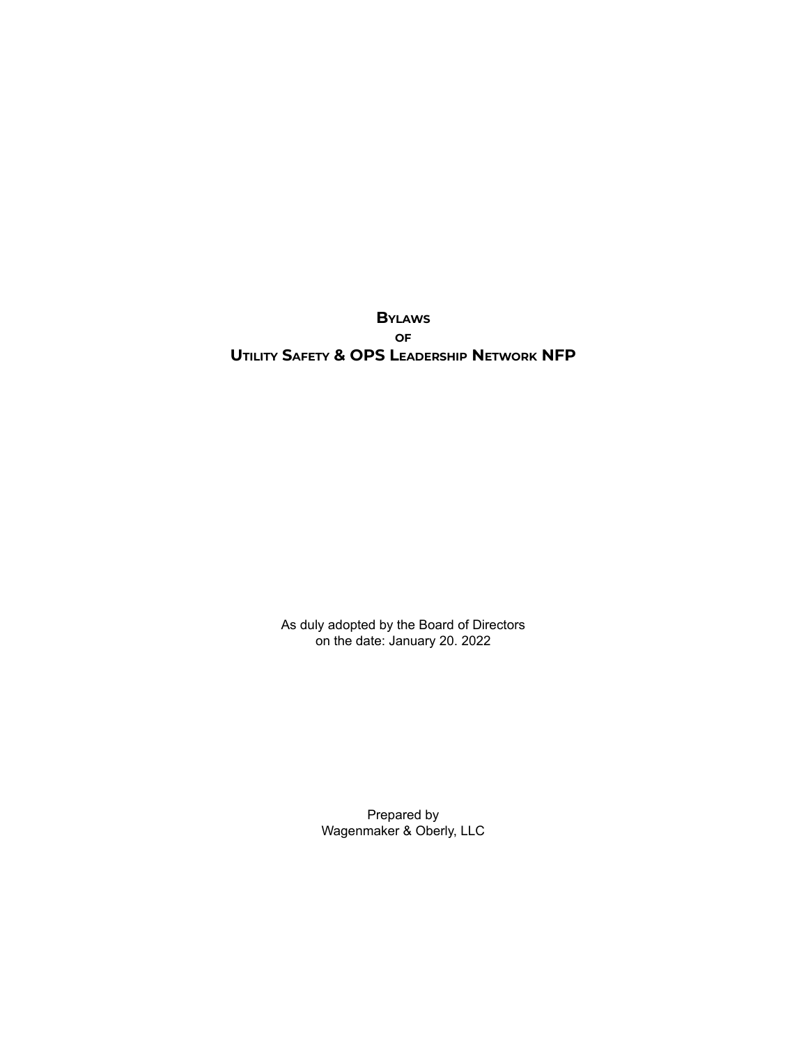# Bylaws

## of

# Utility Safety & OPS Leadership Network NFP

As duly adopted by the Board of Directors
on the date: January 20. 2022

Prepared by
Wagenmaker & Oberly, LLC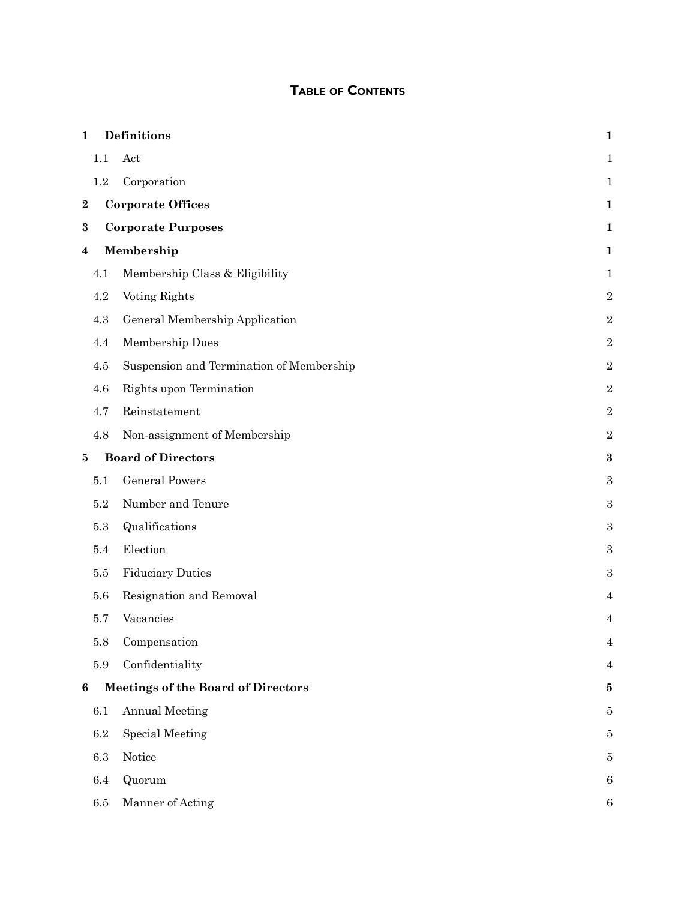# Table of Contents

| | | |
|---|---|---|
| **1** | **Definitions** | **1** |
| 1.1 | Act | 1 |
| 1.2 | Corporation | 1 |
| **2** | **Corporate Offices** | **1** |
| **3** | **Corporate Purposes** | **1** |
| **4** | **Membership** | **1** |
| 4.1 | Membership Class & Eligibility | 1 |
| 4.2 | Voting Rights | 2 |
| 4.3 | General Membership Application | 2 |
| 4.4 | Membership Dues | 2 |
| 4.5 | Suspension and Termination of Membership | 2 |
| 4.6 | Rights upon Termination | 2 |
| 4.7 | Reinstatement | 2 |
| 4.8 | Non-assignment of Membership | 2 |
| **5** | **Board of Directors** | **3** |
| 5.1 | General Powers | 3 |
| 5.2 | Number and Tenure | 3 |
| 5.3 | Qualifications | 3 |
| 5.4 | Election | 3 |
| 5.5 | Fiduciary Duties | 3 |
| 5.6 | Resignation and Removal | 4 |
| 5.7 | Vacancies | 4 |
| 5.8 | Compensation | 4 |
| 5.9 | Confidentiality | 4 |
| **6** | **Meetings of the Board of Directors** | **5** |
| 6.1 | Annual Meeting | 5 |
| 6.2 | Special Meeting | 5 |
| 6.3 | Notice | 5 |
| 6.4 | Quorum | 6 |
| 6.5 | Manner of Acting | 6 |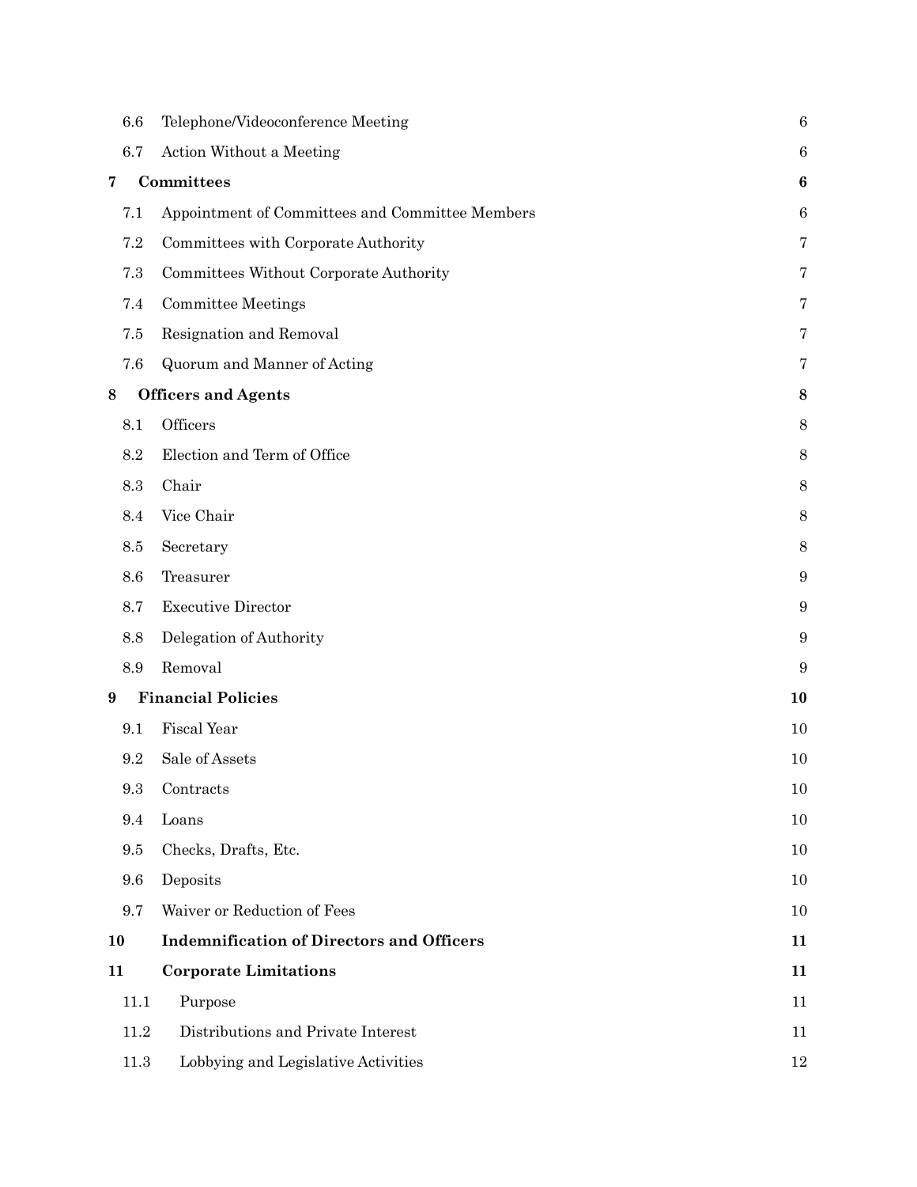| | | |
|---|---|---|
| 6.6 | Telephone/Videoconference Meeting | 6 |
| 6.7 | Action Without a Meeting | 6 |
| **7** | **Committees** | **6** |
| 7.1 | Appointment of Committees and Committee Members | 6 |
| 7.2 | Committees with Corporate Authority | 7 |
| 7.3 | Committees Without Corporate Authority | 7 |
| 7.4 | Committee Meetings | 7 |
| 7.5 | Resignation and Removal | 7 |
| 7.6 | Quorum and Manner of Acting | 7 |
| **8** | **Officers and Agents** | **8** |
| 8.1 | Officers | 8 |
| 8.2 | Election and Term of Office | 8 |
| 8.3 | Chair | 8 |
| 8.4 | Vice Chair | 8 |
| 8.5 | Secretary | 8 |
| 8.6 | Treasurer | 9 |
| 8.7 | Executive Director | 9 |
| 8.8 | Delegation of Authority | 9 |
| 8.9 | Removal | 9 |
| **9** | **Financial Policies** | **10** |
| 9.1 | Fiscal Year | 10 |
| 9.2 | Sale of Assets | 10 |
| 9.3 | Contracts | 10 |
| 9.4 | Loans | 10 |
| 9.5 | Checks, Drafts, Etc. | 10 |
| 9.6 | Deposits | 10 |
| 9.7 | Waiver or Reduction of Fees | 10 |
| **10** | **Indemnification of Directors and Officers** | **11** |
| **11** | **Corporate Limitations** | **11** |
| 11.1 | Purpose | 11 |
| 11.2 | Distributions and Private Interest | 11 |
| 11.3 | Lobbying and Legislative Activities | 12 |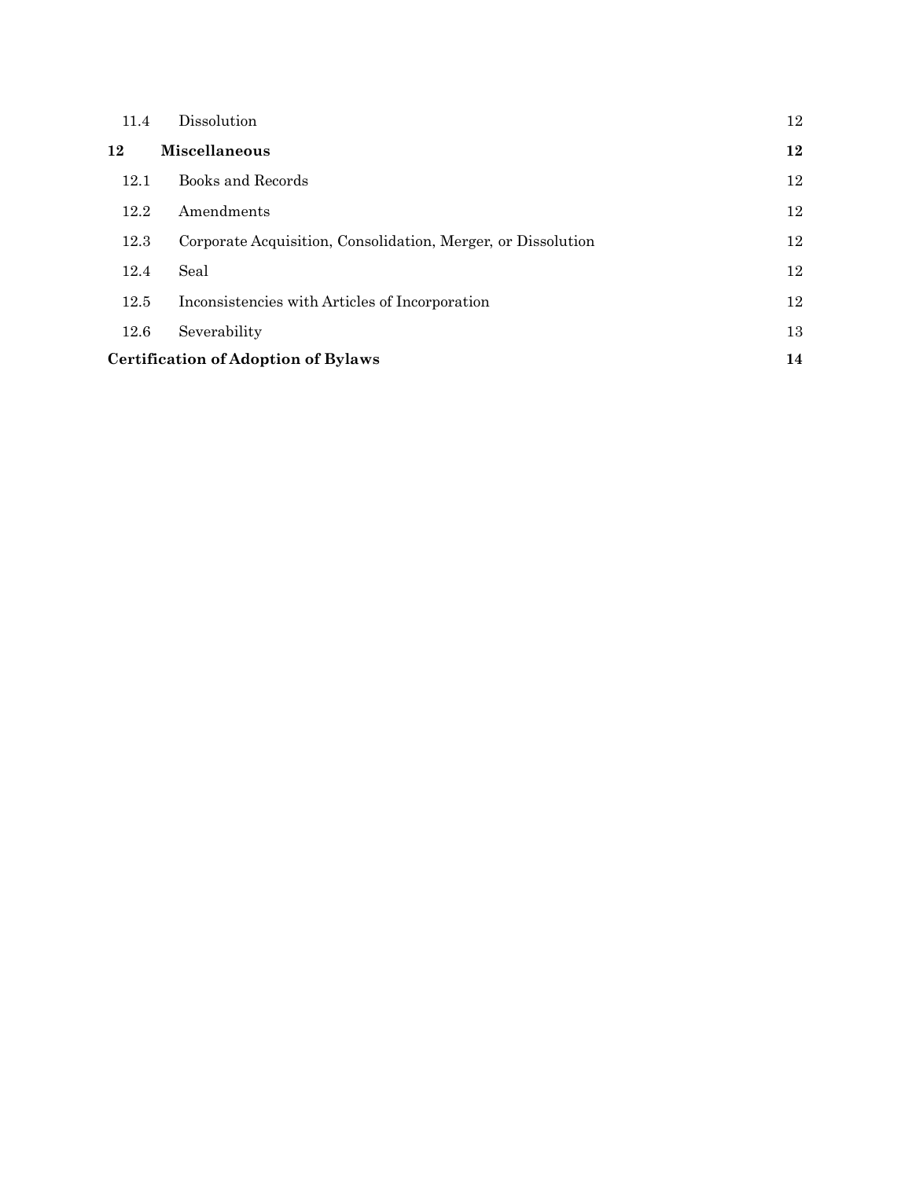| | | |
|---|---|---|
| 11.4 | Dissolution | 12 |
| **12** | **Miscellaneous** | **12** |
| 12.1 | Books and Records | 12 |
| 12.2 | Amendments | 12 |
| 12.3 | Corporate Acquisition, Consolidation, Merger, or Dissolution | 12 |
| 12.4 | Seal | 12 |
| 12.5 | Inconsistencies with Articles of Incorporation | 12 |
| 12.6 | Severability | 13 |
| **Certification of Adoption of Bylaws** | | **14** |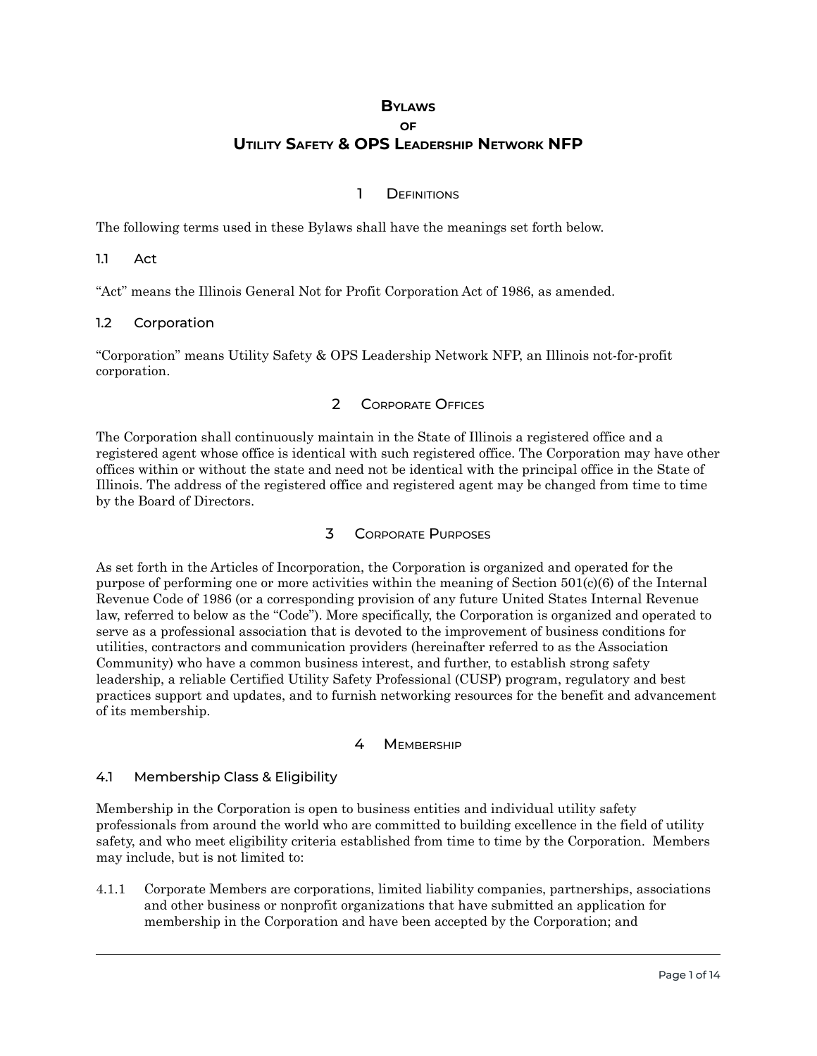# Bylaws
## of
# Utility Safety & OPS Leadership Network NFP

## 1 Definitions

The following terms used in these Bylaws shall have the meanings set forth below.

### 1.1 Act

"Act" means the Illinois General Not for Profit Corporation Act of 1986, as amended.

### 1.2 Corporation

"Corporation" means Utility Safety & OPS Leadership Network NFP, an Illinois not-for-profit corporation.

## 2 Corporate Offices

The Corporation shall continuously maintain in the State of Illinois a registered office and a registered agent whose office is identical with such registered office. The Corporation may have other offices within or without the state and need not be identical with the principal office in the State of Illinois. The address of the registered office and registered agent may be changed from time to time by the Board of Directors.

## 3 Corporate Purposes

As set forth in the Articles of Incorporation, the Corporation is organized and operated for the purpose of performing one or more activities within the meaning of Section 501(c)(6) of the Internal Revenue Code of 1986 (or a corresponding provision of any future United States Internal Revenue law, referred to below as the "Code"). More specifically, the Corporation is organized and operated to serve as a professional association that is devoted to the improvement of business conditions for utilities, contractors and communication providers (hereinafter referred to as the Association Community) who have a common business interest, and further, to establish strong safety leadership, a reliable Certified Utility Safety Professional (CUSP) program, regulatory and best practices support and updates, and to furnish networking resources for the benefit and advancement of its membership.

## 4 Membership

### 4.1 Membership Class & Eligibility

Membership in the Corporation is open to business entities and individual utility safety professionals from around the world who are committed to building excellence in the field of utility safety, and who meet eligibility criteria established from time to time by the Corporation. Members may include, but is not limited to:

4.1.1 Corporate Members are corporations, limited liability companies, partnerships, associations and other business or nonprofit organizations that have submitted an application for membership in the Corporation and have been accepted by the Corporation; and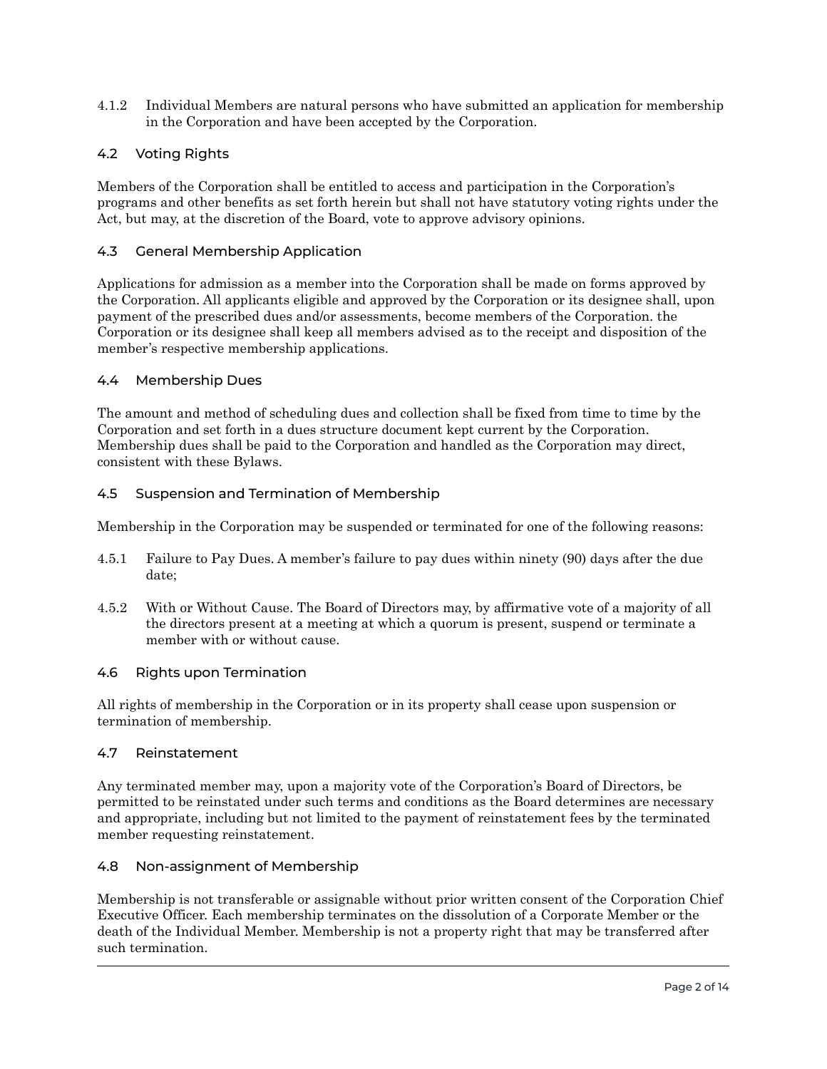4.1.2 Individual Members are natural persons who have submitted an application for membership in the Corporation and have been accepted by the Corporation.

### 4.2 Voting Rights

Members of the Corporation shall be entitled to access and participation in the Corporation's programs and other benefits as set forth herein but shall not have statutory voting rights under the Act, but may, at the discretion of the Board, vote to approve advisory opinions.

### 4.3 General Membership Application

Applications for admission as a member into the Corporation shall be made on forms approved by the Corporation. All applicants eligible and approved by the Corporation or its designee shall, upon payment of the prescribed dues and/or assessments, become members of the Corporation. the Corporation or its designee shall keep all members advised as to the receipt and disposition of the member's respective membership applications.

### 4.4 Membership Dues

The amount and method of scheduling dues and collection shall be fixed from time to time by the Corporation and set forth in a dues structure document kept current by the Corporation. Membership dues shall be paid to the Corporation and handled as the Corporation may direct, consistent with these Bylaws.

### 4.5 Suspension and Termination of Membership

Membership in the Corporation may be suspended or terminated for one of the following reasons:

4.5.1 Failure to Pay Dues. A member's failure to pay dues within ninety (90) days after the due date;

4.5.2 With or Without Cause. The Board of Directors may, by affirmative vote of a majority of all the directors present at a meeting at which a quorum is present, suspend or terminate a member with or without cause.

### 4.6 Rights upon Termination

All rights of membership in the Corporation or in its property shall cease upon suspension or termination of membership.

### 4.7 Reinstatement

Any terminated member may, upon a majority vote of the Corporation's Board of Directors, be permitted to be reinstated under such terms and conditions as the Board determines are necessary and appropriate, including but not limited to the payment of reinstatement fees by the terminated member requesting reinstatement.

### 4.8 Non-assignment of Membership

Membership is not transferable or assignable without prior written consent of the Corporation Chief Executive Officer. Each membership terminates on the dissolution of a Corporate Member or the death of the Individual Member. Membership is not a property right that may be transferred after such termination.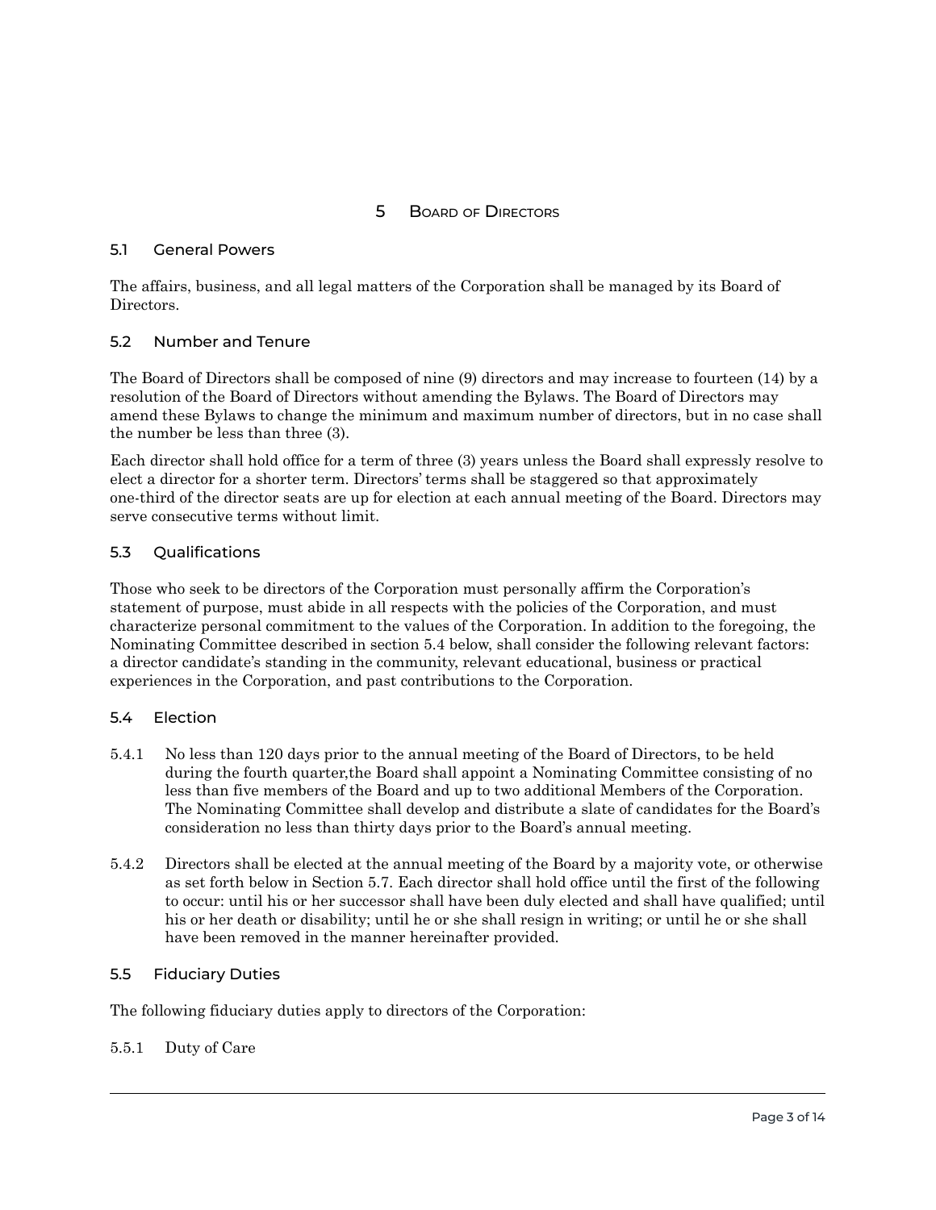# 5 Board of Directors

## 5.1 General Powers

The affairs, business, and all legal matters of the Corporation shall be managed by its Board of Directors.

## 5.2 Number and Tenure

The Board of Directors shall be composed of nine (9) directors and may increase to fourteen (14) by a resolution of the Board of Directors without amending the Bylaws. The Board of Directors may amend these Bylaws to change the minimum and maximum number of directors, but in no case shall the number be less than three (3).

Each director shall hold office for a term of three (3) years unless the Board shall expressly resolve to elect a director for a shorter term. Directors' terms shall be staggered so that approximately one-third of the director seats are up for election at each annual meeting of the Board. Directors may serve consecutive terms without limit.

## 5.3 Qualifications

Those who seek to be directors of the Corporation must personally affirm the Corporation's statement of purpose, must abide in all respects with the policies of the Corporation, and must characterize personal commitment to the values of the Corporation. In addition to the foregoing, the Nominating Committee described in section 5.4 below, shall consider the following relevant factors: a director candidate's standing in the community, relevant educational, business or practical experiences in the Corporation, and past contributions to the Corporation.

## 5.4 Election

5.4.1 No less than 120 days prior to the annual meeting of the Board of Directors, to be held during the fourth quarter,the Board shall appoint a Nominating Committee consisting of no less than five members of the Board and up to two additional Members of the Corporation. The Nominating Committee shall develop and distribute a slate of candidates for the Board's consideration no less than thirty days prior to the Board's annual meeting.

5.4.2 Directors shall be elected at the annual meeting of the Board by a majority vote, or otherwise as set forth below in Section 5.7. Each director shall hold office until the first of the following to occur: until his or her successor shall have been duly elected and shall have qualified; until his or her death or disability; until he or she shall resign in writing; or until he or she shall have been removed in the manner hereinafter provided.

## 5.5 Fiduciary Duties

The following fiduciary duties apply to directors of the Corporation:

5.5.1 Duty of Care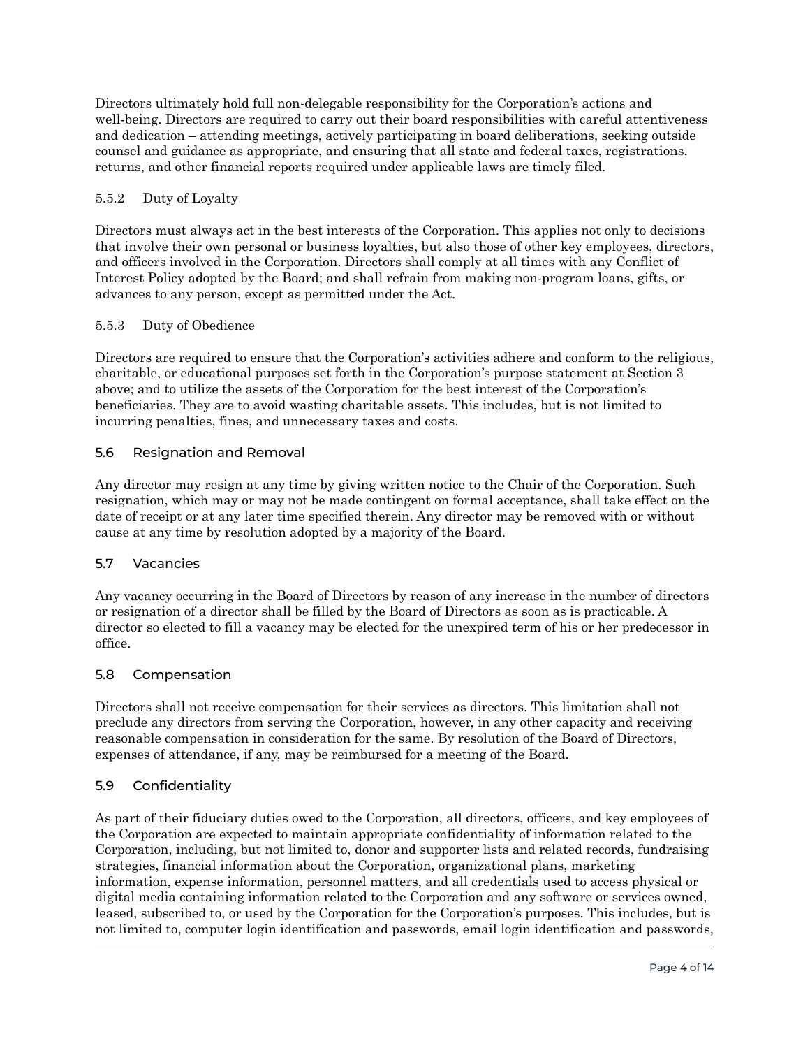Directors ultimately hold full non-delegable responsibility for the Corporation's actions and well-being. Directors are required to carry out their board responsibilities with careful attentiveness and dedication – attending meetings, actively participating in board deliberations, seeking outside counsel and guidance as appropriate, and ensuring that all state and federal taxes, registrations, returns, and other financial reports required under applicable laws are timely filed.

5.5.2 Duty of Loyalty

Directors must always act in the best interests of the Corporation. This applies not only to decisions that involve their own personal or business loyalties, but also those of other key employees, directors, and officers involved in the Corporation. Directors shall comply at all times with any Conflict of Interest Policy adopted by the Board; and shall refrain from making non-program loans, gifts, or advances to any person, except as permitted under the Act.

5.5.3 Duty of Obedience

Directors are required to ensure that the Corporation's activities adhere and conform to the religious, charitable, or educational purposes set forth in the Corporation's purpose statement at Section 3 above; and to utilize the assets of the Corporation for the best interest of the Corporation's beneficiaries. They are to avoid wasting charitable assets. This includes, but is not limited to incurring penalties, fines, and unnecessary taxes and costs.

### 5.6 Resignation and Removal

Any director may resign at any time by giving written notice to the Chair of the Corporation. Such resignation, which may or may not be made contingent on formal acceptance, shall take effect on the date of receipt or at any later time specified therein. Any director may be removed with or without cause at any time by resolution adopted by a majority of the Board.

### 5.7 Vacancies

Any vacancy occurring in the Board of Directors by reason of any increase in the number of directors or resignation of a director shall be filled by the Board of Directors as soon as is practicable. A director so elected to fill a vacancy may be elected for the unexpired term of his or her predecessor in office.

### 5.8 Compensation

Directors shall not receive compensation for their services as directors. This limitation shall not preclude any directors from serving the Corporation, however, in any other capacity and receiving reasonable compensation in consideration for the same. By resolution of the Board of Directors, expenses of attendance, if any, may be reimbursed for a meeting of the Board.

### 5.9 Confidentiality

As part of their fiduciary duties owed to the Corporation, all directors, officers, and key employees of the Corporation are expected to maintain appropriate confidentiality of information related to the Corporation, including, but not limited to, donor and supporter lists and related records, fundraising strategies, financial information about the Corporation, organizational plans, marketing information, expense information, personnel matters, and all credentials used to access physical or digital media containing information related to the Corporation and any software or services owned, leased, subscribed to, or used by the Corporation for the Corporation's purposes. This includes, but is not limited to, computer login identification and passwords, email login identification and passwords,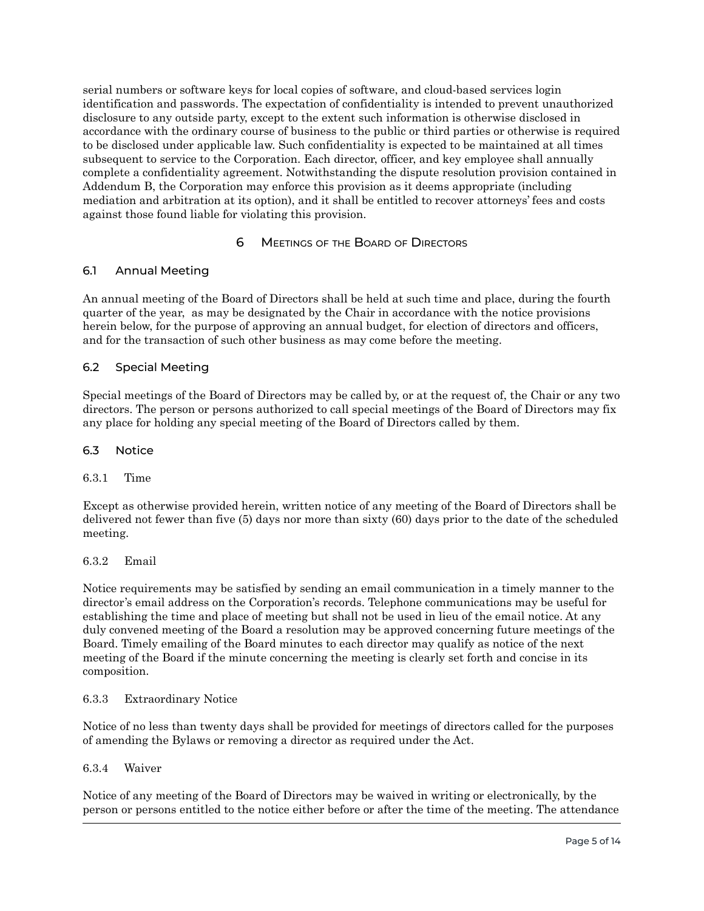serial numbers or software keys for local copies of software, and cloud-based services login identification and passwords. The expectation of confidentiality is intended to prevent unauthorized disclosure to any outside party, except to the extent such information is otherwise disclosed in accordance with the ordinary course of business to the public or third parties or otherwise is required to be disclosed under applicable law. Such confidentiality is expected to be maintained at all times subsequent to service to the Corporation. Each director, officer, and key employee shall annually complete a confidentiality agreement. Notwithstanding the dispute resolution provision contained in Addendum B, the Corporation may enforce this provision as it deems appropriate (including mediation and arbitration at its option), and it shall be entitled to recover attorneys' fees and costs against those found liable for violating this provision.

# 6 Meetings of the Board of Directors

## 6.1 Annual Meeting

An annual meeting of the Board of Directors shall be held at such time and place, during the fourth quarter of the year, as may be designated by the Chair in accordance with the notice provisions herein below, for the purpose of approving an annual budget, for election of directors and officers, and for the transaction of such other business as may come before the meeting.

## 6.2 Special Meeting

Special meetings of the Board of Directors may be called by, or at the request of, the Chair or any two directors. The person or persons authorized to call special meetings of the Board of Directors may fix any place for holding any special meeting of the Board of Directors called by them.

## 6.3 Notice

### 6.3.1 Time

Except as otherwise provided herein, written notice of any meeting of the Board of Directors shall be delivered not fewer than five (5) days nor more than sixty (60) days prior to the date of the scheduled meeting.

### 6.3.2 Email

Notice requirements may be satisfied by sending an email communication in a timely manner to the director's email address on the Corporation's records. Telephone communications may be useful for establishing the time and place of meeting but shall not be used in lieu of the email notice. At any duly convened meeting of the Board a resolution may be approved concerning future meetings of the Board. Timely emailing of the Board minutes to each director may qualify as notice of the next meeting of the Board if the minute concerning the meeting is clearly set forth and concise in its composition.

### 6.3.3 Extraordinary Notice

Notice of no less than twenty days shall be provided for meetings of directors called for the purposes of amending the Bylaws or removing a director as required under the Act.

### 6.3.4 Waiver

Notice of any meeting of the Board of Directors may be waived in writing or electronically, by the person or persons entitled to the notice either before or after the time of the meeting. The attendance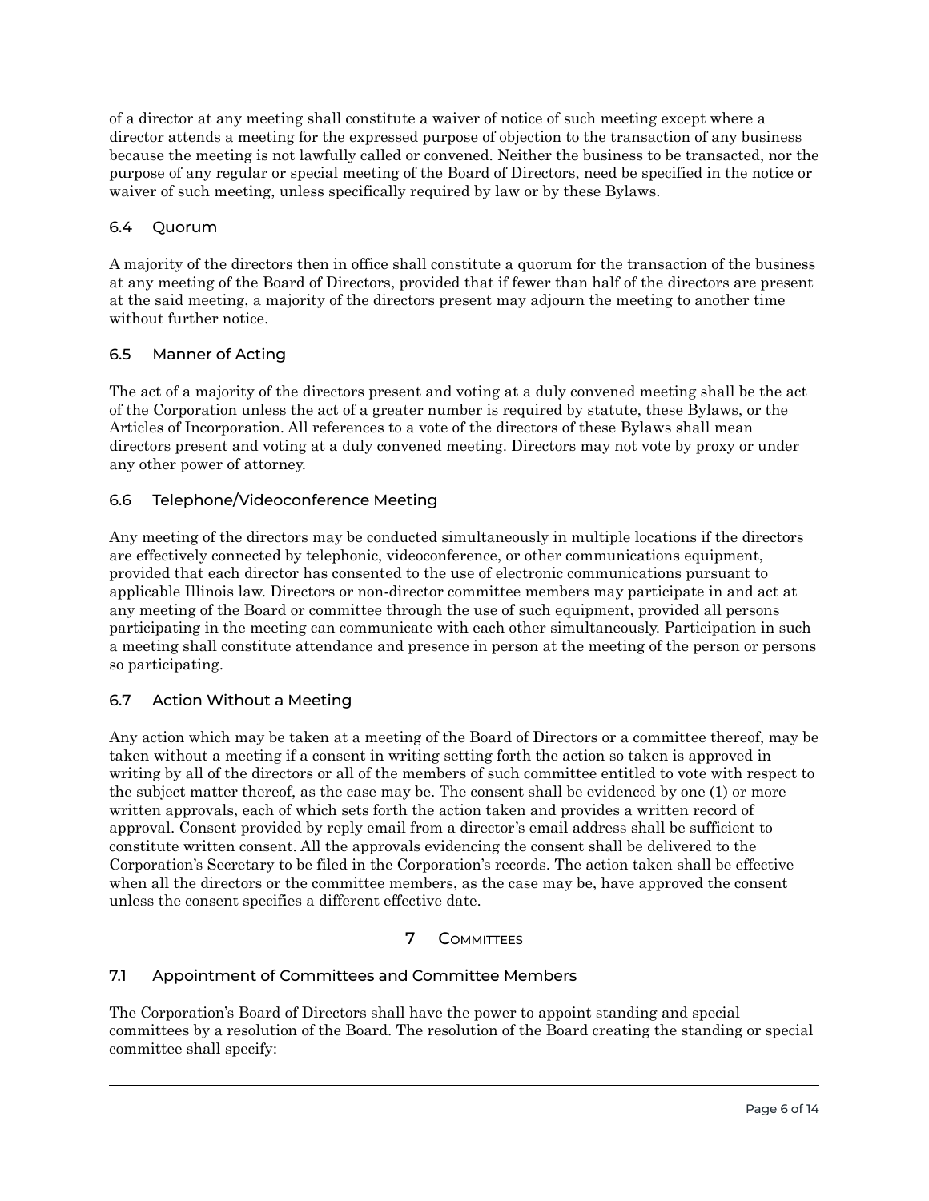of a director at any meeting shall constitute a waiver of notice of such meeting except where a director attends a meeting for the expressed purpose of objection to the transaction of any business because the meeting is not lawfully called or convened. Neither the business to be transacted, nor the purpose of any regular or special meeting of the Board of Directors, need be specified in the notice or waiver of such meeting, unless specifically required by law or by these Bylaws.

### 6.4 Quorum

A majority of the directors then in office shall constitute a quorum for the transaction of the business at any meeting of the Board of Directors, provided that if fewer than half of the directors are present at the said meeting, a majority of the directors present may adjourn the meeting to another time without further notice.

### 6.5 Manner of Acting

The act of a majority of the directors present and voting at a duly convened meeting shall be the act of the Corporation unless the act of a greater number is required by statute, these Bylaws, or the Articles of Incorporation. All references to a vote of the directors of these Bylaws shall mean directors present and voting at a duly convened meeting. Directors may not vote by proxy or under any other power of attorney.

### 6.6 Telephone/Videoconference Meeting

Any meeting of the directors may be conducted simultaneously in multiple locations if the directors are effectively connected by telephonic, videoconference, or other communications equipment, provided that each director has consented to the use of electronic communications pursuant to applicable Illinois law. Directors or non-director committee members may participate in and act at any meeting of the Board or committee through the use of such equipment, provided all persons participating in the meeting can communicate with each other simultaneously. Participation in such a meeting shall constitute attendance and presence in person at the meeting of the person or persons so participating.

### 6.7 Action Without a Meeting

Any action which may be taken at a meeting of the Board of Directors or a committee thereof, may be taken without a meeting if a consent in writing setting forth the action so taken is approved in writing by all of the directors or all of the members of such committee entitled to vote with respect to the subject matter thereof, as the case may be. The consent shall be evidenced by one (1) or more written approvals, each of which sets forth the action taken and provides a written record of approval. Consent provided by reply email from a director's email address shall be sufficient to constitute written consent. All the approvals evidencing the consent shall be delivered to the Corporation's Secretary to be filed in the Corporation's records. The action taken shall be effective when all the directors or the committee members, as the case may be, have approved the consent unless the consent specifies a different effective date.

## 7 Committees

### 7.1 Appointment of Committees and Committee Members

The Corporation's Board of Directors shall have the power to appoint standing and special committees by a resolution of the Board. The resolution of the Board creating the standing or special committee shall specify: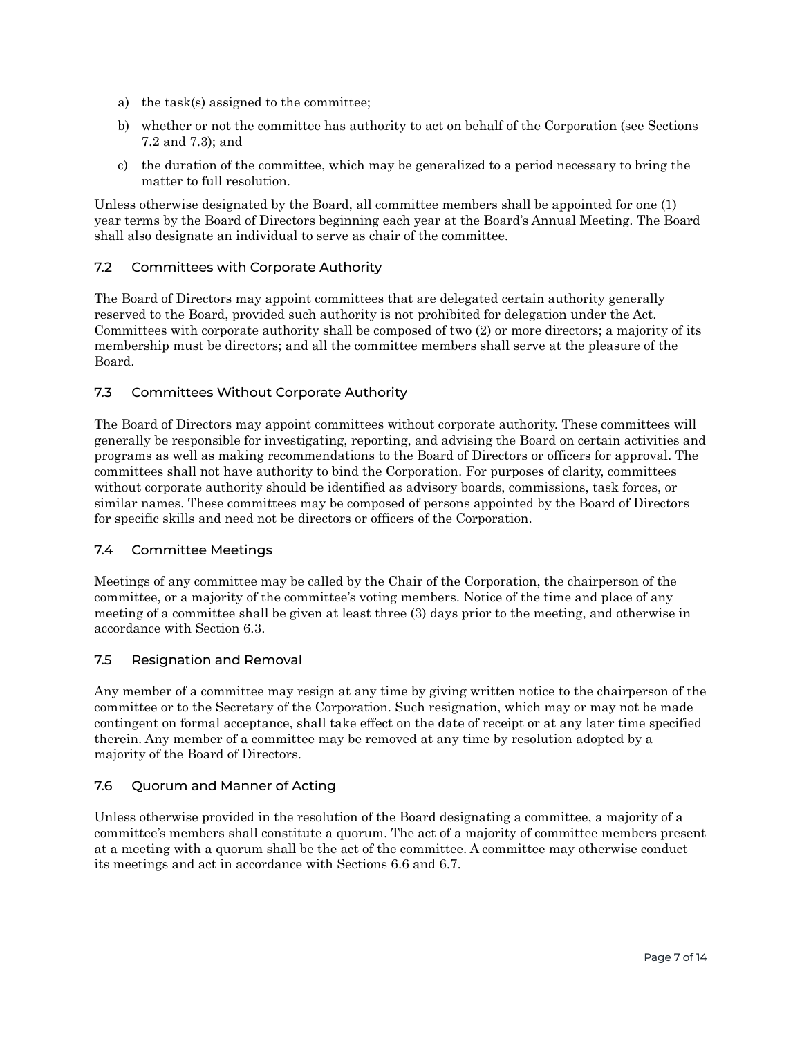a) the task(s) assigned to the committee;

b) whether or not the committee has authority to act on behalf of the Corporation (see Sections 7.2 and 7.3); and

c) the duration of the committee, which may be generalized to a period necessary to bring the matter to full resolution.

Unless otherwise designated by the Board, all committee members shall be appointed for one (1) year terms by the Board of Directors beginning each year at the Board's Annual Meeting. The Board shall also designate an individual to serve as chair of the committee.

### 7.2 Committees with Corporate Authority

The Board of Directors may appoint committees that are delegated certain authority generally reserved to the Board, provided such authority is not prohibited for delegation under the Act. Committees with corporate authority shall be composed of two (2) or more directors; a majority of its membership must be directors; and all the committee members shall serve at the pleasure of the Board.

### 7.3 Committees Without Corporate Authority

The Board of Directors may appoint committees without corporate authority. These committees will generally be responsible for investigating, reporting, and advising the Board on certain activities and programs as well as making recommendations to the Board of Directors or officers for approval. The committees shall not have authority to bind the Corporation. For purposes of clarity, committees without corporate authority should be identified as advisory boards, commissions, task forces, or similar names. These committees may be composed of persons appointed by the Board of Directors for specific skills and need not be directors or officers of the Corporation.

### 7.4 Committee Meetings

Meetings of any committee may be called by the Chair of the Corporation, the chairperson of the committee, or a majority of the committee's voting members. Notice of the time and place of any meeting of a committee shall be given at least three (3) days prior to the meeting, and otherwise in accordance with Section 6.3.

### 7.5 Resignation and Removal

Any member of a committee may resign at any time by giving written notice to the chairperson of the committee or to the Secretary of the Corporation. Such resignation, which may or may not be made contingent on formal acceptance, shall take effect on the date of receipt or at any later time specified therein. Any member of a committee may be removed at any time by resolution adopted by a majority of the Board of Directors.

### 7.6 Quorum and Manner of Acting

Unless otherwise provided in the resolution of the Board designating a committee, a majority of a committee's members shall constitute a quorum. The act of a majority of committee members present at a meeting with a quorum shall be the act of the committee. A committee may otherwise conduct its meetings and act in accordance with Sections 6.6 and 6.7.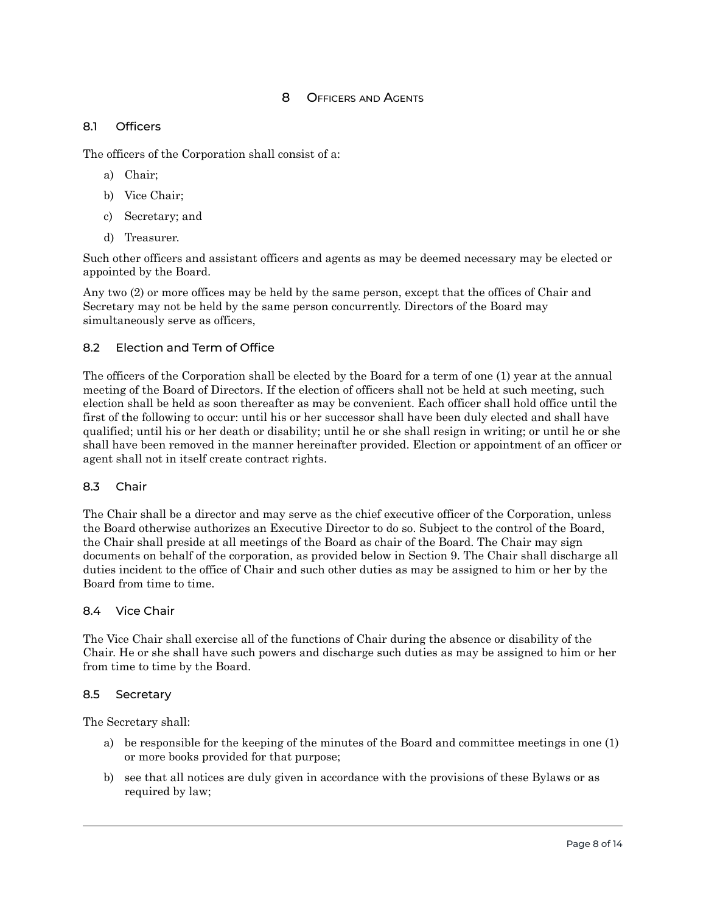# 8 Officers and Agents

## 8.1 Officers

The officers of the Corporation shall consist of a:

a) Chair;

b) Vice Chair;

c) Secretary; and

d) Treasurer.

Such other officers and assistant officers and agents as may be deemed necessary may be elected or appointed by the Board.

Any two (2) or more offices may be held by the same person, except that the offices of Chair and Secretary may not be held by the same person concurrently. Directors of the Board may simultaneously serve as officers,

## 8.2 Election and Term of Office

The officers of the Corporation shall be elected by the Board for a term of one (1) year at the annual meeting of the Board of Directors. If the election of officers shall not be held at such meeting, such election shall be held as soon thereafter as may be convenient. Each officer shall hold office until the first of the following to occur: until his or her successor shall have been duly elected and shall have qualified; until his or her death or disability; until he or she shall resign in writing; or until he or she shall have been removed in the manner hereinafter provided. Election or appointment of an officer or agent shall not in itself create contract rights.

## 8.3 Chair

The Chair shall be a director and may serve as the chief executive officer of the Corporation, unless the Board otherwise authorizes an Executive Director to do so. Subject to the control of the Board, the Chair shall preside at all meetings of the Board as chair of the Board. The Chair may sign documents on behalf of the corporation, as provided below in Section 9. The Chair shall discharge all duties incident to the office of Chair and such other duties as may be assigned to him or her by the Board from time to time.

## 8.4 Vice Chair

The Vice Chair shall exercise all of the functions of Chair during the absence or disability of the Chair. He or she shall have such powers and discharge such duties as may be assigned to him or her from time to time by the Board.

## 8.5 Secretary

The Secretary shall:

a) be responsible for the keeping of the minutes of the Board and committee meetings in one (1) or more books provided for that purpose;

b) see that all notices are duly given in accordance with the provisions of these Bylaws or as required by law;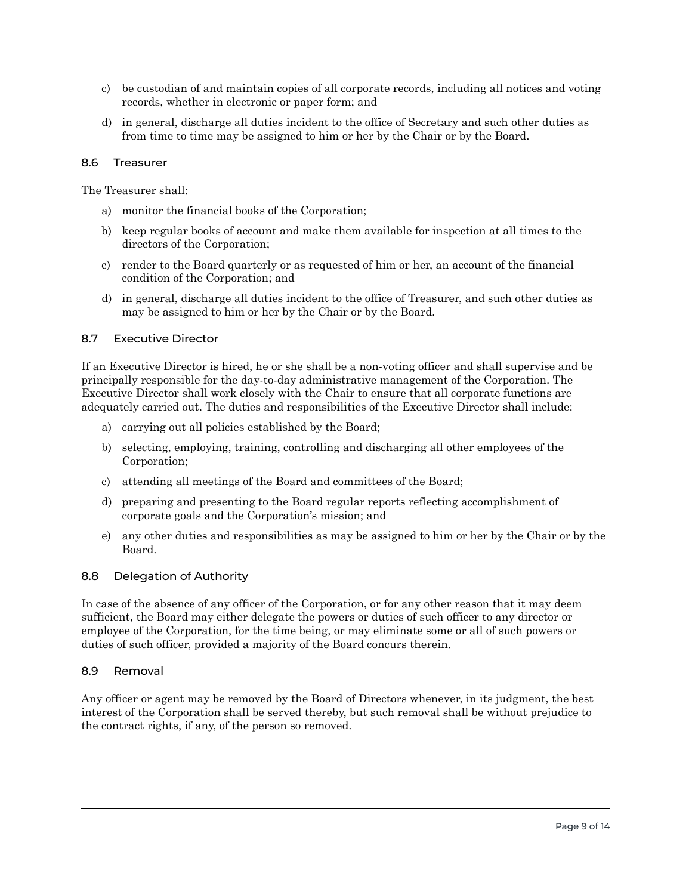c) be custodian of and maintain copies of all corporate records, including all notices and voting records, whether in electronic or paper form; and

d) in general, discharge all duties incident to the office of Secretary and such other duties as from time to time may be assigned to him or her by the Chair or by the Board.

### 8.6 Treasurer

The Treasurer shall:

a) monitor the financial books of the Corporation;

b) keep regular books of account and make them available for inspection at all times to the directors of the Corporation;

c) render to the Board quarterly or as requested of him or her, an account of the financial condition of the Corporation; and

d) in general, discharge all duties incident to the office of Treasurer, and such other duties as may be assigned to him or her by the Chair or by the Board.

### 8.7 Executive Director

If an Executive Director is hired, he or she shall be a non-voting officer and shall supervise and be principally responsible for the day-to-day administrative management of the Corporation. The Executive Director shall work closely with the Chair to ensure that all corporate functions are adequately carried out. The duties and responsibilities of the Executive Director shall include:

a) carrying out all policies established by the Board;

b) selecting, employing, training, controlling and discharging all other employees of the Corporation;

c) attending all meetings of the Board and committees of the Board;

d) preparing and presenting to the Board regular reports reflecting accomplishment of corporate goals and the Corporation's mission; and

e) any other duties and responsibilities as may be assigned to him or her by the Chair or by the Board.

### 8.8 Delegation of Authority

In case of the absence of any officer of the Corporation, or for any other reason that it may deem sufficient, the Board may either delegate the powers or duties of such officer to any director or employee of the Corporation, for the time being, or may eliminate some or all of such powers or duties of such officer, provided a majority of the Board concurs therein.

### 8.9 Removal

Any officer or agent may be removed by the Board of Directors whenever, in its judgment, the best interest of the Corporation shall be served thereby, but such removal shall be without prejudice to the contract rights, if any, of the person so removed.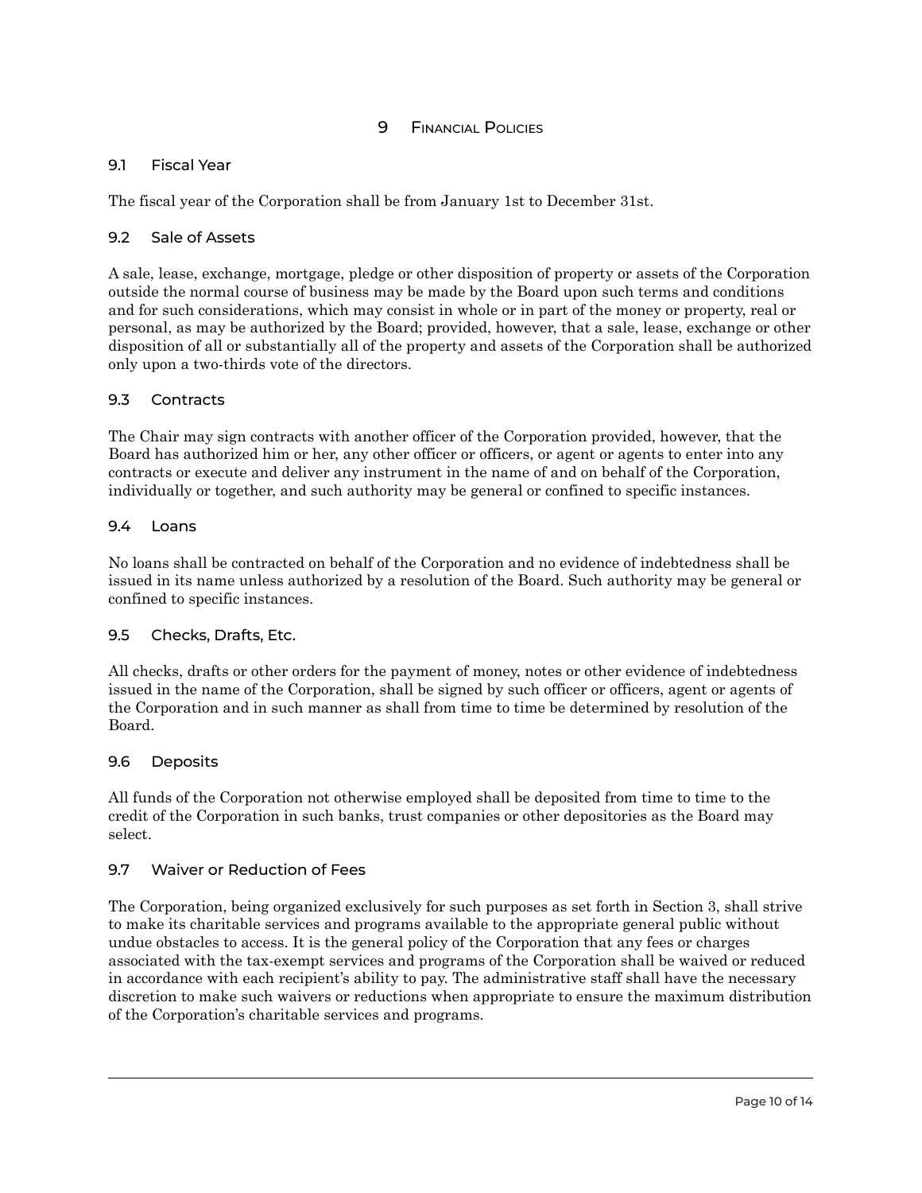# 9 Financial Policies

## 9.1 Fiscal Year

The fiscal year of the Corporation shall be from January 1st to December 31st.

## 9.2 Sale of Assets

A sale, lease, exchange, mortgage, pledge or other disposition of property or assets of the Corporation outside the normal course of business may be made by the Board upon such terms and conditions and for such considerations, which may consist in whole or in part of the money or property, real or personal, as may be authorized by the Board; provided, however, that a sale, lease, exchange or other disposition of all or substantially all of the property and assets of the Corporation shall be authorized only upon a two-thirds vote of the directors.

## 9.3 Contracts

The Chair may sign contracts with another officer of the Corporation provided, however, that the Board has authorized him or her, any other officer or officers, or agent or agents to enter into any contracts or execute and deliver any instrument in the name of and on behalf of the Corporation, individually or together, and such authority may be general or confined to specific instances.

## 9.4 Loans

No loans shall be contracted on behalf of the Corporation and no evidence of indebtedness shall be issued in its name unless authorized by a resolution of the Board. Such authority may be general or confined to specific instances.

## 9.5 Checks, Drafts, Etc.

All checks, drafts or other orders for the payment of money, notes or other evidence of indebtedness issued in the name of the Corporation, shall be signed by such officer or officers, agent or agents of the Corporation and in such manner as shall from time to time be determined by resolution of the Board.

## 9.6 Deposits

All funds of the Corporation not otherwise employed shall be deposited from time to time to the credit of the Corporation in such banks, trust companies or other depositories as the Board may select.

## 9.7 Waiver or Reduction of Fees

The Corporation, being organized exclusively for such purposes as set forth in Section 3, shall strive to make its charitable services and programs available to the appropriate general public without undue obstacles to access. It is the general policy of the Corporation that any fees or charges associated with the tax-exempt services and programs of the Corporation shall be waived or reduced in accordance with each recipient's ability to pay. The administrative staff shall have the necessary discretion to make such waivers or reductions when appropriate to ensure the maximum distribution of the Corporation's charitable services and programs.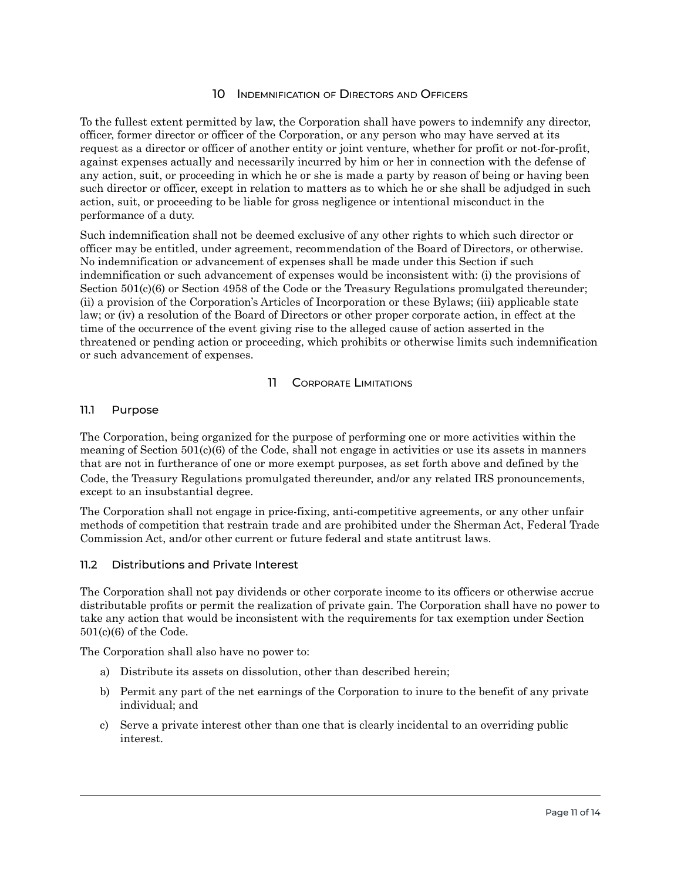# 10 Indemnification of Directors and Officers

To the fullest extent permitted by law, the Corporation shall have powers to indemnify any director, officer, former director or officer of the Corporation, or any person who may have served at its request as a director or officer of another entity or joint venture, whether for profit or not-for-profit, against expenses actually and necessarily incurred by him or her in connection with the defense of any action, suit, or proceeding in which he or she is made a party by reason of being or having been such director or officer, except in relation to matters as to which he or she shall be adjudged in such action, suit, or proceeding to be liable for gross negligence or intentional misconduct in the performance of a duty.

Such indemnification shall not be deemed exclusive of any other rights to which such director or officer may be entitled, under agreement, recommendation of the Board of Directors, or otherwise. No indemnification or advancement of expenses shall be made under this Section if such indemnification or such advancement of expenses would be inconsistent with: (i) the provisions of Section 501(c)(6) or Section 4958 of the Code or the Treasury Regulations promulgated thereunder; (ii) a provision of the Corporation's Articles of Incorporation or these Bylaws; (iii) applicable state law; or (iv) a resolution of the Board of Directors or other proper corporate action, in effect at the time of the occurrence of the event giving rise to the alleged cause of action asserted in the threatened or pending action or proceeding, which prohibits or otherwise limits such indemnification or such advancement of expenses.

# 11 Corporate Limitations

## 11.1 Purpose

The Corporation, being organized for the purpose of performing one or more activities within the meaning of Section 501(c)(6) of the Code, shall not engage in activities or use its assets in manners that are not in furtherance of one or more exempt purposes, as set forth above and defined by the Code, the Treasury Regulations promulgated thereunder, and/or any related IRS pronouncements, except to an insubstantial degree.

The Corporation shall not engage in price-fixing, anti-competitive agreements, or any other unfair methods of competition that restrain trade and are prohibited under the Sherman Act, Federal Trade Commission Act, and/or other current or future federal and state antitrust laws.

## 11.2 Distributions and Private Interest

The Corporation shall not pay dividends or other corporate income to its officers or otherwise accrue distributable profits or permit the realization of private gain. The Corporation shall have no power to take any action that would be inconsistent with the requirements for tax exemption under Section 501(c)(6) of the Code.

The Corporation shall also have no power to:

a) Distribute its assets on dissolution, other than described herein;

b) Permit any part of the net earnings of the Corporation to inure to the benefit of any private individual; and

c) Serve a private interest other than one that is clearly incidental to an overriding public interest.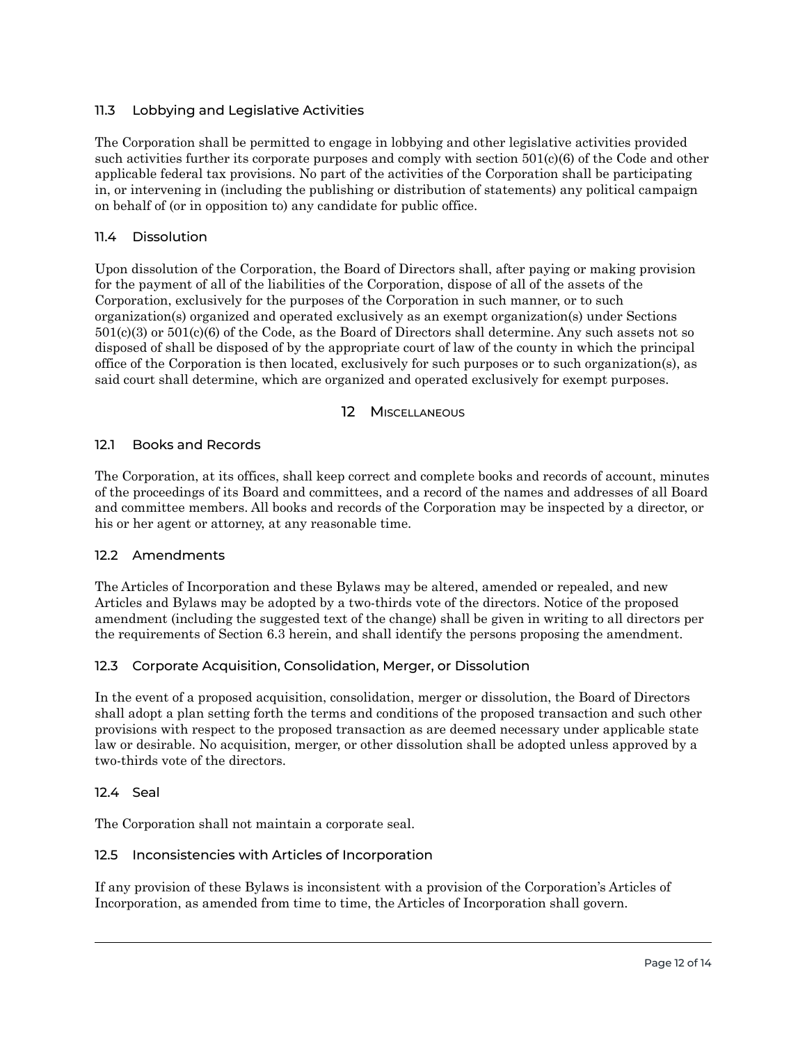### 11.3 Lobbying and Legislative Activities

The Corporation shall be permitted to engage in lobbying and other legislative activities provided such activities further its corporate purposes and comply with section 501(c)(6) of the Code and other applicable federal tax provisions. No part of the activities of the Corporation shall be participating in, or intervening in (including the publishing or distribution of statements) any political campaign on behalf of (or in opposition to) any candidate for public office.

### 11.4 Dissolution

Upon dissolution of the Corporation, the Board of Directors shall, after paying or making provision for the payment of all of the liabilities of the Corporation, dispose of all of the assets of the Corporation, exclusively for the purposes of the Corporation in such manner, or to such organization(s) organized and operated exclusively as an exempt organization(s) under Sections 501(c)(3) or 501(c)(6) of the Code, as the Board of Directors shall determine. Any such assets not so disposed of shall be disposed of by the appropriate court of law of the county in which the principal office of the Corporation is then located, exclusively for such purposes or to such organization(s), as said court shall determine, which are organized and operated exclusively for exempt purposes.

## 12 Miscellaneous

### 12.1 Books and Records

The Corporation, at its offices, shall keep correct and complete books and records of account, minutes of the proceedings of its Board and committees, and a record of the names and addresses of all Board and committee members. All books and records of the Corporation may be inspected by a director, or his or her agent or attorney, at any reasonable time.

### 12.2 Amendments

The Articles of Incorporation and these Bylaws may be altered, amended or repealed, and new Articles and Bylaws may be adopted by a two-thirds vote of the directors. Notice of the proposed amendment (including the suggested text of the change) shall be given in writing to all directors per the requirements of Section 6.3 herein, and shall identify the persons proposing the amendment.

### 12.3 Corporate Acquisition, Consolidation, Merger, or Dissolution

In the event of a proposed acquisition, consolidation, merger or dissolution, the Board of Directors shall adopt a plan setting forth the terms and conditions of the proposed transaction and such other provisions with respect to the proposed transaction as are deemed necessary under applicable state law or desirable. No acquisition, merger, or other dissolution shall be adopted unless approved by a two-thirds vote of the directors.

### 12.4 Seal

The Corporation shall not maintain a corporate seal.

### 12.5 Inconsistencies with Articles of Incorporation

If any provision of these Bylaws is inconsistent with a provision of the Corporation's Articles of Incorporation, as amended from time to time, the Articles of Incorporation shall govern.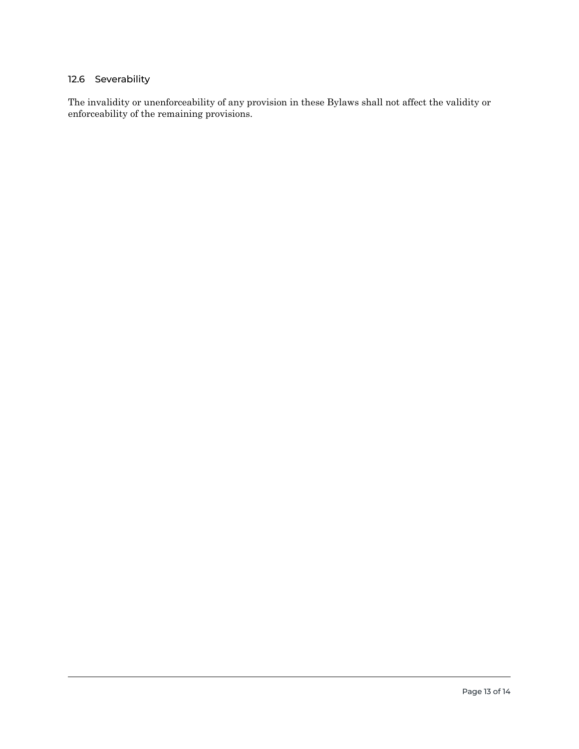### 12.6 Severability

The invalidity or unenforceability of any provision in these Bylaws shall not affect the validity or enforceability of the remaining provisions.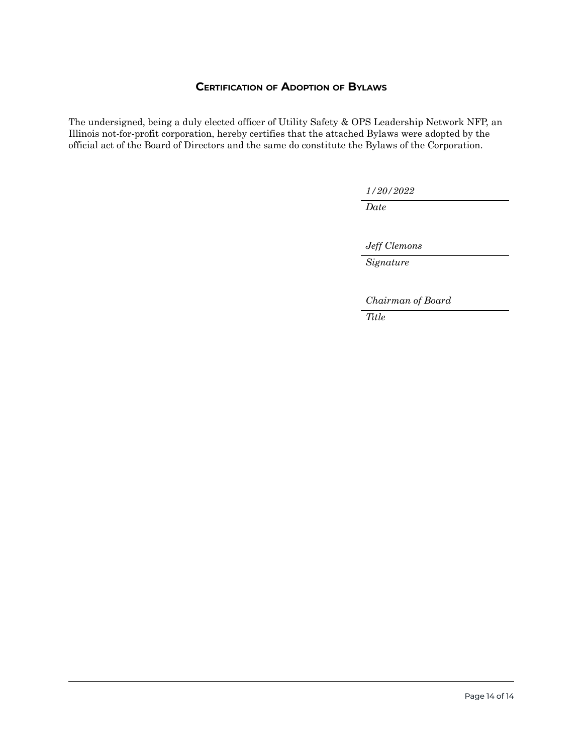## Certification of Adoption of Bylaws

The undersigned, being a duly elected officer of Utility Safety & OPS Leadership Network NFP, an Illinois not-for-profit corporation, hereby certifies that the attached Bylaws were adopted by the official act of the Board of Directors and the same do constitute the Bylaws of the Corporation.

*1/20/2022*

*Date*

*Jeff Clemons*

*Signature*

*Chairman of Board*

*Title*